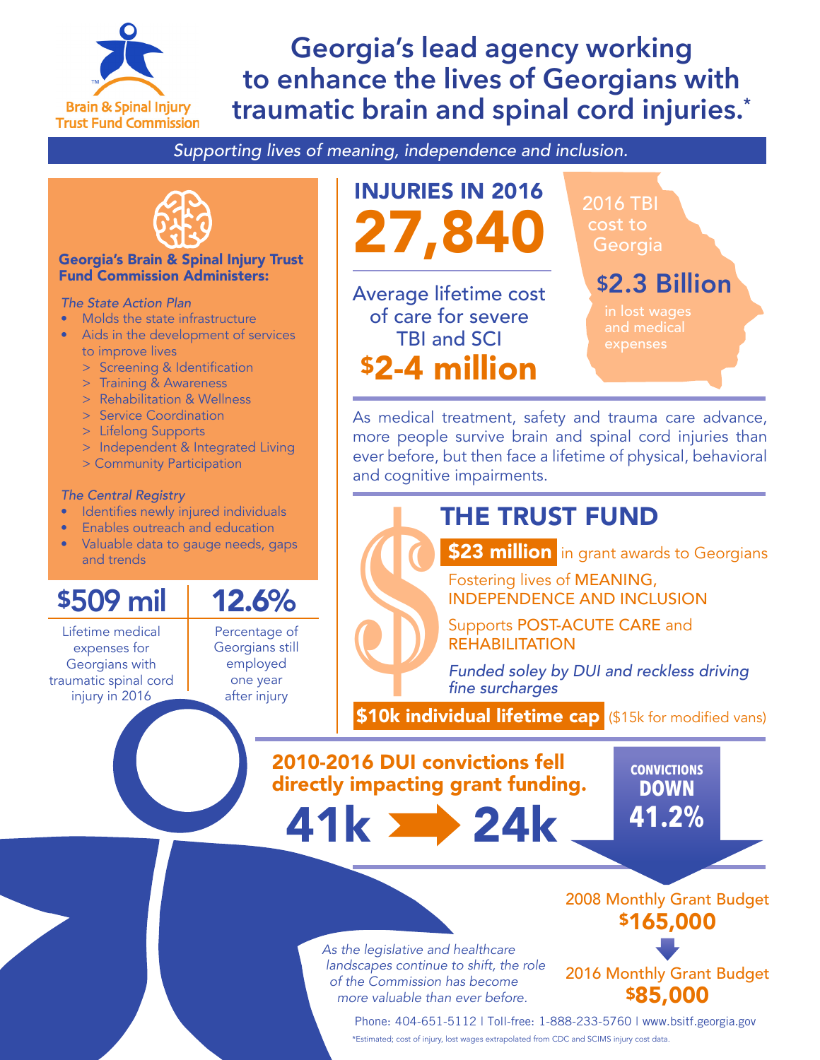Brain & Spinal Injury Trust Fund Commission

# Georgia's lead agency working to enhance the lives of Georgians with traumatic brain and spinal cord injuries.*

*Supporting lives of meaning, independence and inclusion.*

## Georgia's Brain & Spinal Injury Trust Fund Commission Administers:

*The State Action Plan*

- Molds the state infrastructure
- Aids in the development of services to improve lives
  - > Screening & Identification
  - > Training & Awareness
  - > Rehabilitation & Wellness
  - > Service Coordination
  - > Lifelong Supports
  - > Independent & Integrated Living
  - > Community Participation

*The Central Registry*

- Identifies newly injured individuals
- Enables outreach and education
- Valuable data to gauge needs, gaps and trends

**$509 mil**
Lifetime medical expenses for Georgians with traumatic spinal cord injury in 2016

**12.6%**
Percentage of Georgians still employed one year after injury

## INJURIES IN 2016

**27,840**

Average lifetime cost of care for severe TBI and SCI
**$2-4 million**

2016 TBI cost to Georgia
**$2.3 Billion**
in lost wages and medical expenses

As medical treatment, safety and trauma care advance, more people survive brain and spinal cord injuries than ever before, but then face a lifetime of physical, behavioral and cognitive impairments.

## THE TRUST FUND

**$23 million** in grant awards to Georgians

Fostering lives of MEANING, INDEPENDENCE AND INCLUSION

Supports POST-ACUTE CARE and REHABILITATION

*Funded soley by DUI and reckless driving fine surcharges*

**$10k individual lifetime cap** ($15k for modified vans)

**2010-2016 DUI convictions fell directly impacting grant funding.**

**41k → 24k**

**CONVICTIONS DOWN 41.2%**

2008 Monthly Grant Budget
**$165,000**

2016 Monthly Grant Budget
**$85,000**

*As the legislative and healthcare landscapes continue to shift, the role of the Commission has become more valuable than ever before.*

Phone: 404-651-5112 | Toll-free: 1-888-233-5760 | www.bsitf.georgia.gov

*Estimated; cost of injury, lost wages extrapolated from CDC and SCIMS injury cost data.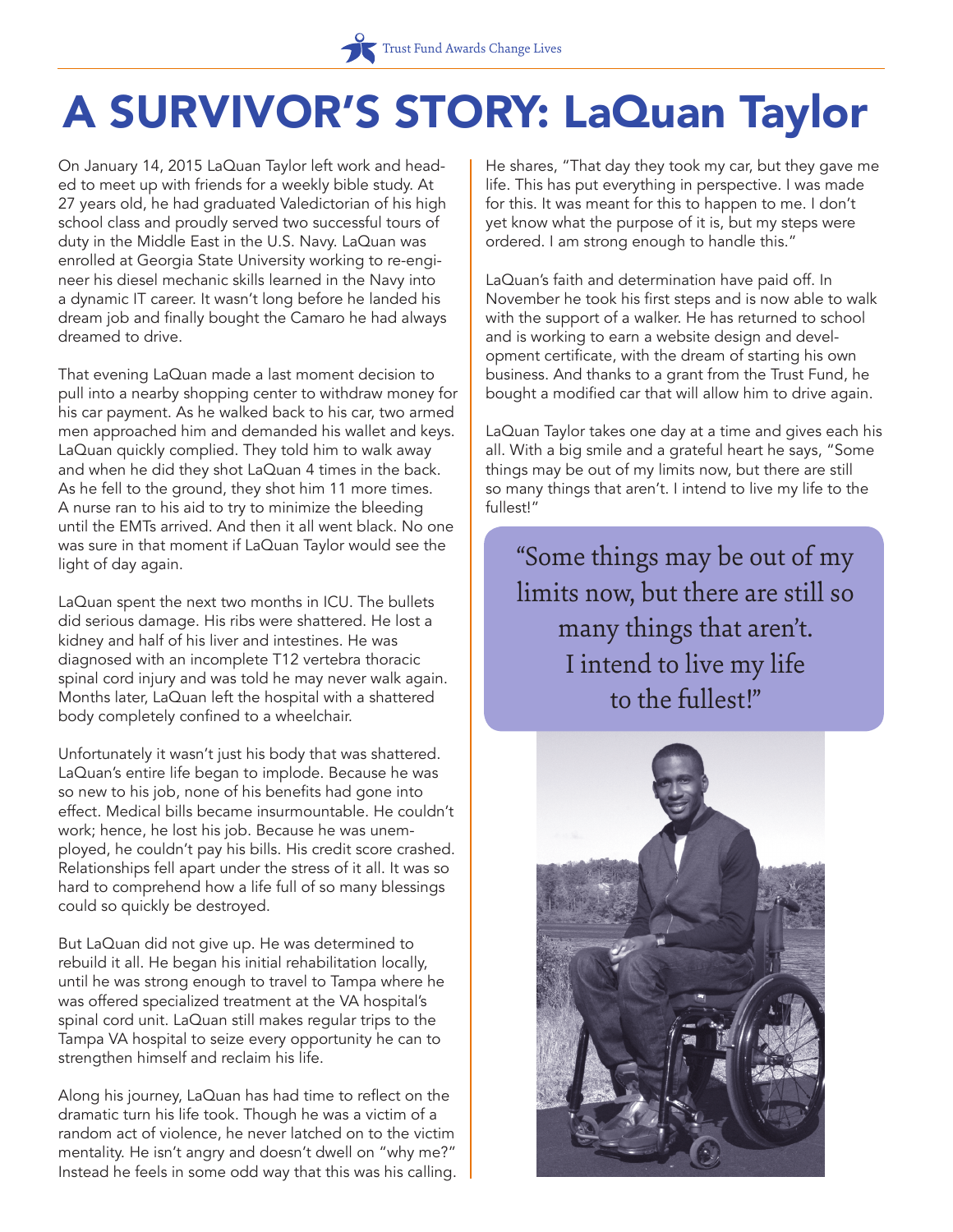# A SURVIVOR'S STORY: LaQuan Taylor

On January 14, 2015 LaQuan Taylor left work and headed to meet up with friends for a weekly bible study. At 27 years old, he had graduated Valedictorian of his high school class and proudly served two successful tours of duty in the Middle East in the U.S. Navy. LaQuan was enrolled at Georgia State University working to re-engineer his diesel mechanic skills learned in the Navy into a dynamic IT career. It wasn't long before he landed his dream job and finally bought the Camaro he had always dreamed to drive.

That evening LaQuan made a last moment decision to pull into a nearby shopping center to withdraw money for his car payment. As he walked back to his car, two armed men approached him and demanded his wallet and keys. LaQuan quickly complied. They told him to walk away and when he did they shot LaQuan 4 times in the back. As he fell to the ground, they shot him 11 more times. A nurse ran to his aid to try to minimize the bleeding until the EMTs arrived. And then it all went black. No one was sure in that moment if LaQuan Taylor would see the light of day again.

LaQuan spent the next two months in ICU. The bullets did serious damage. His ribs were shattered. He lost a kidney and half of his liver and intestines. He was diagnosed with an incomplete T12 vertebra thoracic spinal cord injury and was told he may never walk again. Months later, LaQuan left the hospital with a shattered body completely confined to a wheelchair.

Unfortunately it wasn't just his body that was shattered. LaQuan's entire life began to implode. Because he was so new to his job, none of his benefits had gone into effect. Medical bills became insurmountable. He couldn't work; hence, he lost his job. Because he was unemployed, he couldn't pay his bills. His credit score crashed. Relationships fell apart under the stress of it all. It was so hard to comprehend how a life full of so many blessings could so quickly be destroyed.

But LaQuan did not give up. He was determined to rebuild it all. He began his initial rehabilitation locally, until he was strong enough to travel to Tampa where he was offered specialized treatment at the VA hospital's spinal cord unit. LaQuan still makes regular trips to the Tampa VA hospital to seize every opportunity he can to strengthen himself and reclaim his life.

Along his journey, LaQuan has had time to reflect on the dramatic turn his life took. Though he was a victim of a random act of violence, he never latched on to the victim mentality. He isn't angry and doesn't dwell on "why me?" Instead he feels in some odd way that this was his calling. He shares, "That day they took my car, but they gave me life. This has put everything in perspective. I was made for this. It was meant for this to happen to me. I don't yet know what the purpose of it is, but my steps were ordered. I am strong enough to handle this."

LaQuan's faith and determination have paid off. In November he took his first steps and is now able to walk with the support of a walker. He has returned to school and is working to earn a website design and development certificate, with the dream of starting his own business. And thanks to a grant from the Trust Fund, he bought a modified car that will allow him to drive again.

LaQuan Taylor takes one day at a time and gives each his all. With a big smile and a grateful heart he says, "Some things may be out of my limits now, but there are still so many things that aren't. I intend to live my life to the fullest!"

> "Some things may be out of my limits now, but there are still so many things that aren't. I intend to live my life to the fullest!"